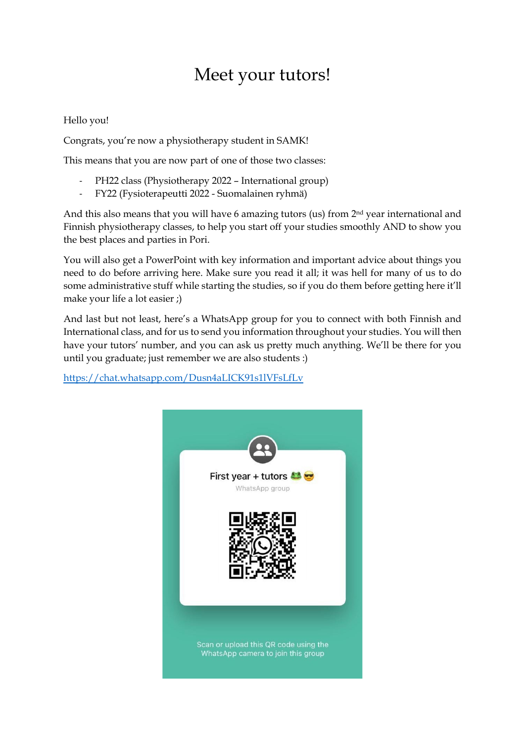# Meet your tutors!

Hello you!

Congrats, you're now a physiotherapy student in SAMK!

This means that you are now part of one of those two classes:

- PH22 class (Physiotherapy 2022 – International group)
- FY22 (Fysioterapeutti 2022 - Suomalainen ryhmä)

And this also means that you will have 6 amazing tutors (us) from 2nd year international and Finnish physiotherapy classes, to help you start off your studies smoothly AND to show you the best places and parties in Pori.

You will also get a PowerPoint with key information and important advice about things you need to do before arriving here. Make sure you read it all; it was hell for many of us to do some administrative stuff while starting the studies, so if you do them before getting here it'll make your life a lot easier ;)

And last but not least, here's a WhatsApp group for you to connect with both Finnish and International class, and for us to send you information throughout your studies. You will then have your tutors' number, and you can ask us pretty much anything. We'll be there for you until you graduate; just remember we are also students :)

https://chat.whatsapp.com/Dusn4aLICK91s1lVFsLfLv

First year + tutors 🐸😎

WhatsApp group

Scan or upload this QR code using the WhatsApp camera to join this group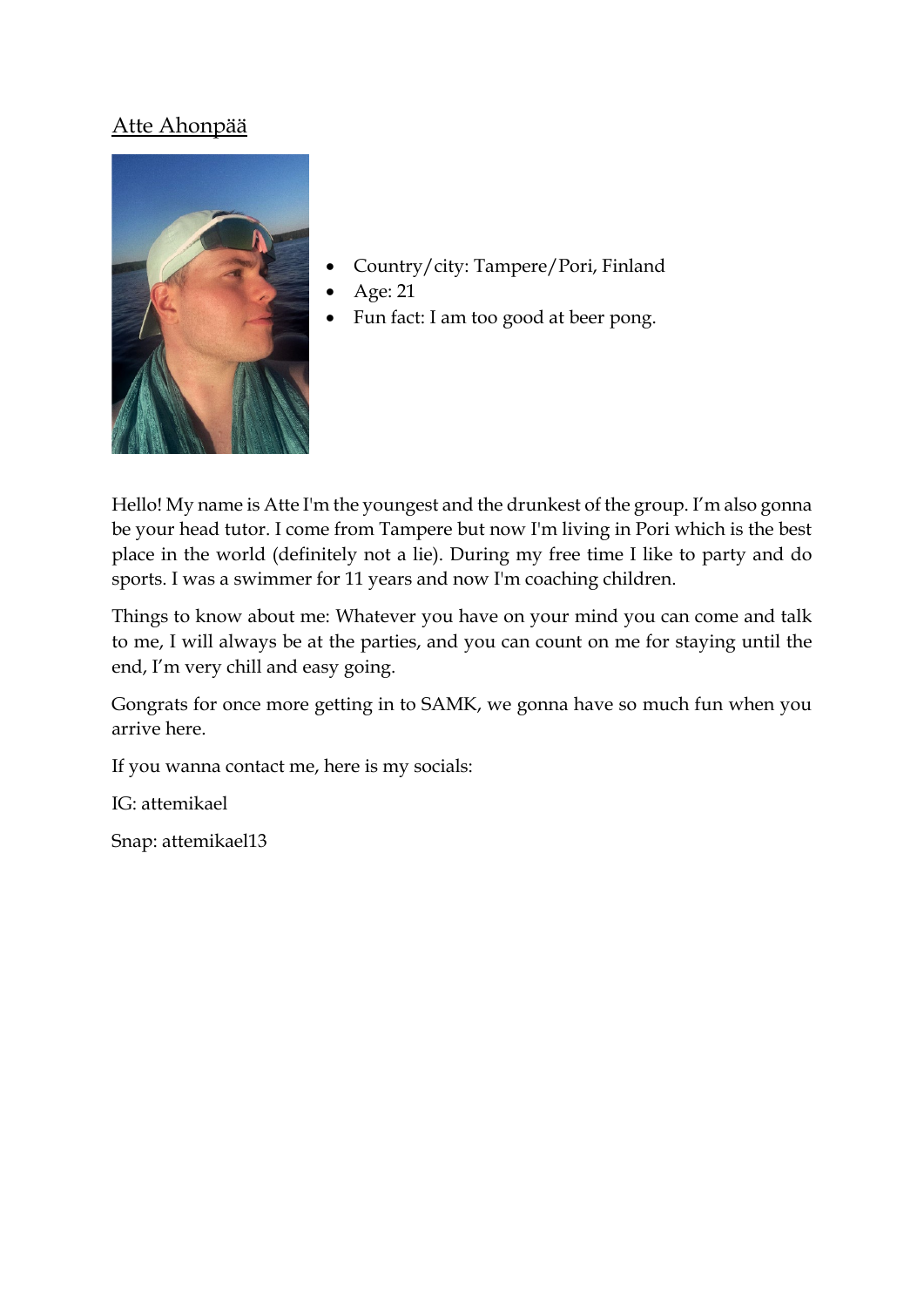Atte Ahonpää

- Country/city: Tampere/Pori, Finland
- Age: 21
- Fun fact: I am too good at beer pong.

Hello! My name is Atte I'm the youngest and the drunkest of the group. I'm also gonna be your head tutor. I come from Tampere but now I'm living in Pori which is the best place in the world (definitely not a lie). During my free time I like to party and do sports. I was a swimmer for 11 years and now I'm coaching children.

Things to know about me: Whatever you have on your mind you can come and talk to me, I will always be at the parties, and you can count on me for staying until the end, I'm very chill and easy going.

Gongrats for once more getting in to SAMK, we gonna have so much fun when you arrive here.

If you wanna contact me, here is my socials:

IG: attemikael

Snap: attemikael13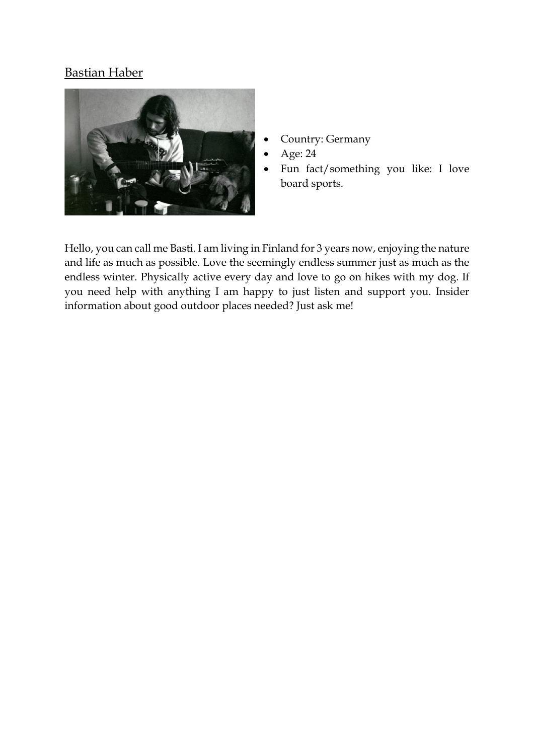<u>Bastian Haber</u>

- Country: Germany
- Age: 24
- Fun fact/something you like: I love board sports.

Hello, you can call me Basti. I am living in Finland for 3 years now, enjoying the nature and life as much as possible. Love the seemingly endless summer just as much as the endless winter. Physically active every day and love to go on hikes with my dog. If you need help with anything I am happy to just listen and support you. Insider information about good outdoor places needed? Just ask me!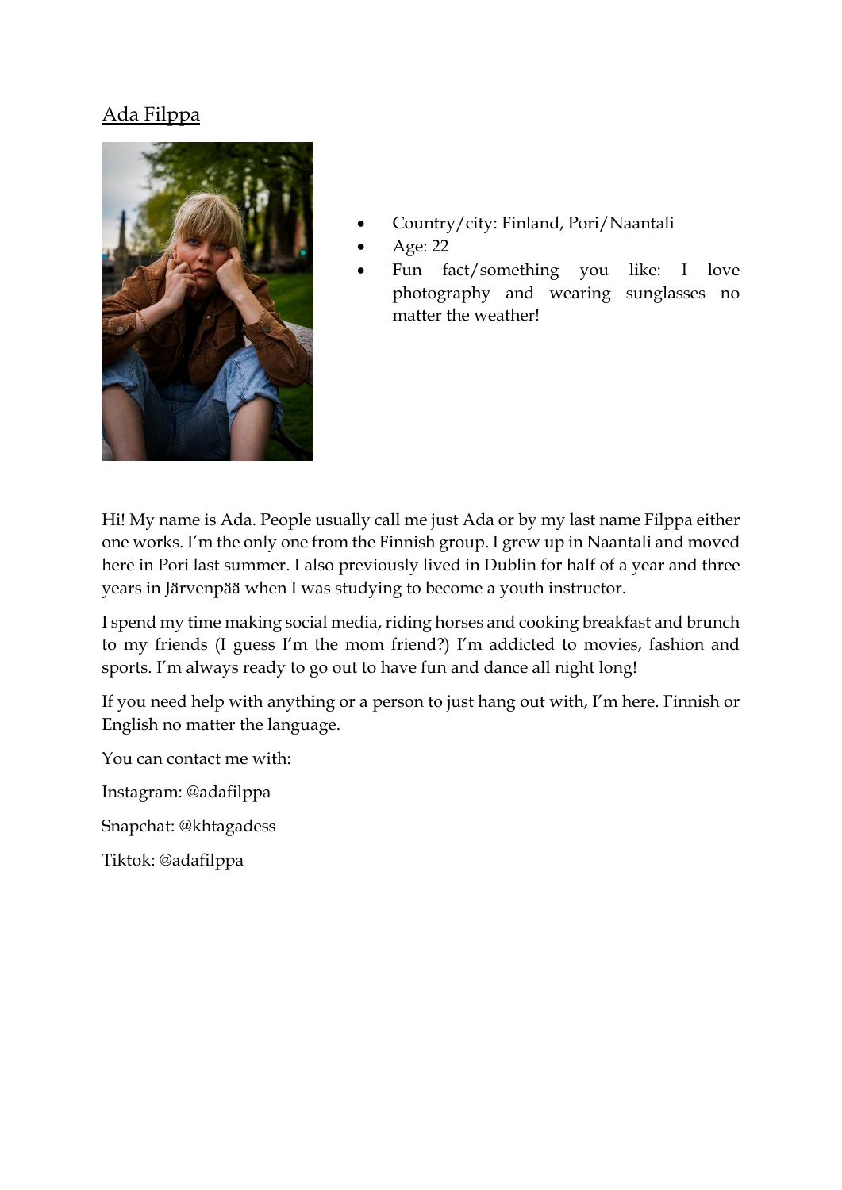Ada Filppa

- Country/city: Finland, Pori/Naantali
- Age: 22
- Fun fact/something you like: I love photography and wearing sunglasses no matter the weather!

Hi! My name is Ada. People usually call me just Ada or by my last name Filppa either one works. I'm the only one from the Finnish group. I grew up in Naantali and moved here in Pori last summer. I also previously lived in Dublin for half of a year and three years in Järvenpää when I was studying to become a youth instructor.

I spend my time making social media, riding horses and cooking breakfast and brunch to my friends (I guess I'm the mom friend?) I'm addicted to movies, fashion and sports. I'm always ready to go out to have fun and dance all night long!

If you need help with anything or a person to just hang out with, I'm here. Finnish or English no matter the language.

You can contact me with:

Instagram: @adafilppa

Snapchat: @khtagadess

Tiktok: @adafilppa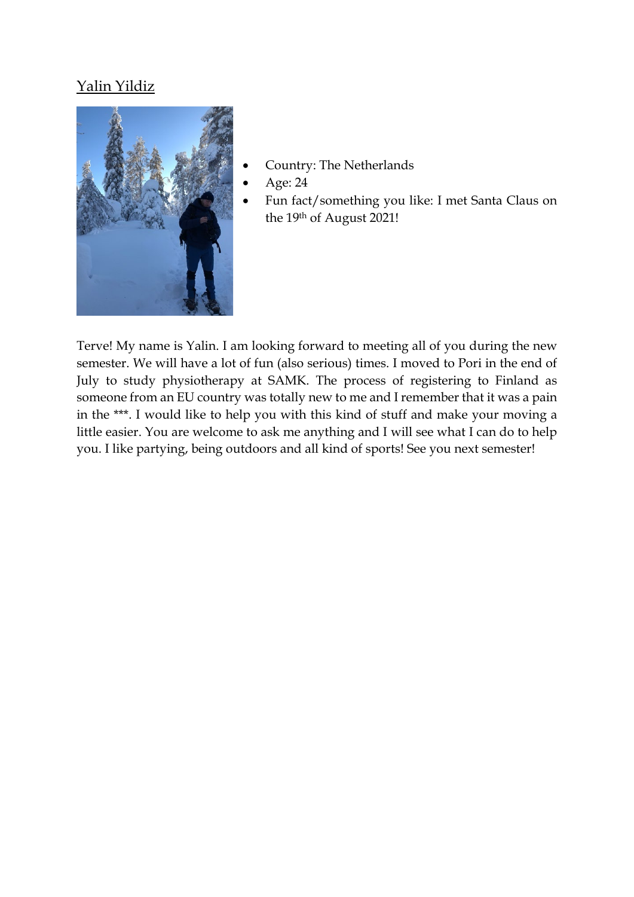## Yalin Yildiz

- Country: The Netherlands
- Age: 24
- Fun fact/something you like: I met Santa Claus on the 19th of August 2021!

Terve! My name is Yalin. I am looking forward to meeting all of you during the new semester. We will have a lot of fun (also serious) times. I moved to Pori in the end of July to study physiotherapy at SAMK. The process of registering to Finland as someone from an EU country was totally new to me and I remember that it was a pain in the ***. I would like to help you with this kind of stuff and make your moving a little easier. You are welcome to ask me anything and I will see what I can do to help you. I like partying, being outdoors and all kind of sports! See you next semester!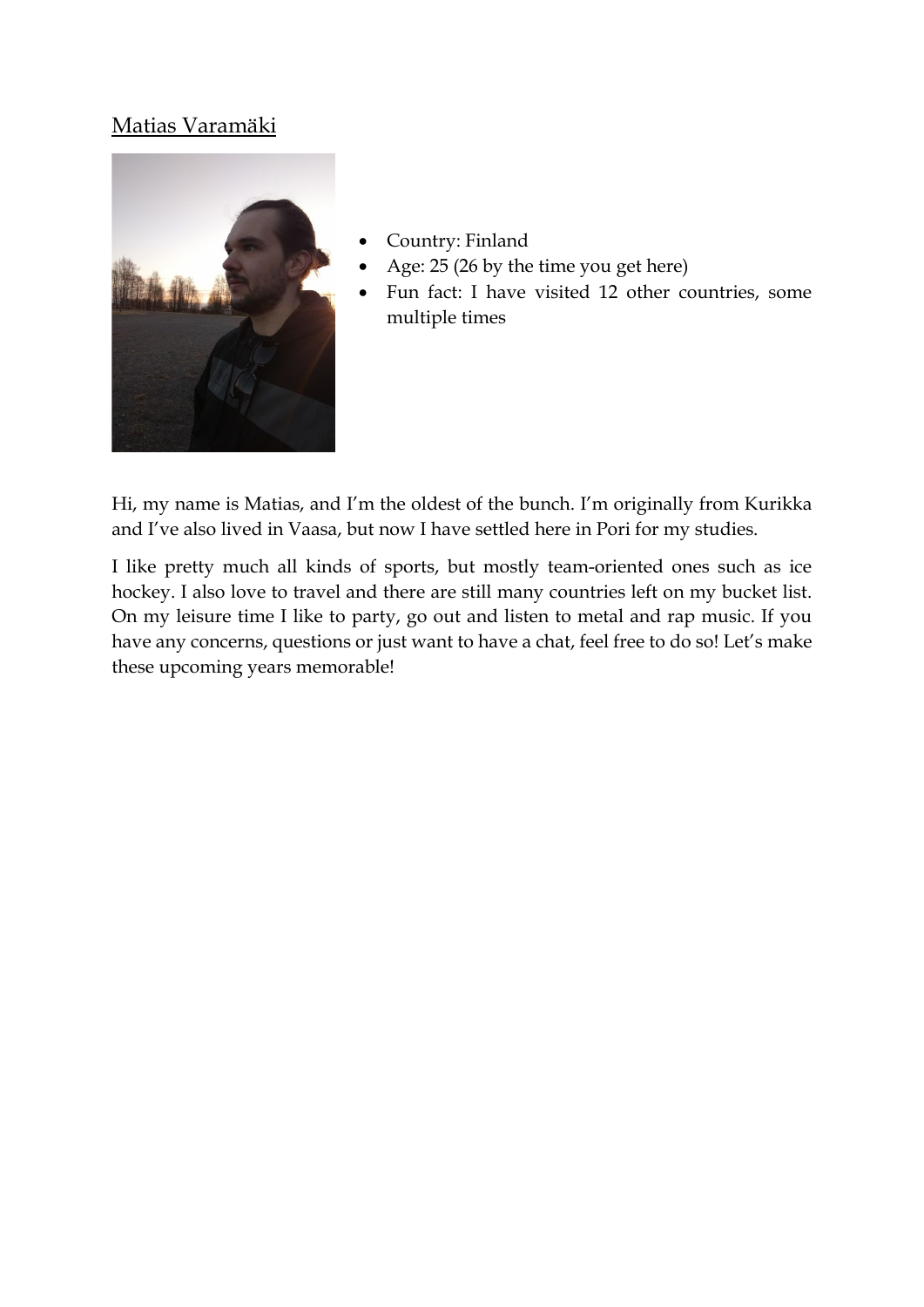## Matias Varamäki

- Country: Finland
- Age: 25 (26 by the time you get here)
- Fun fact: I have visited 12 other countries, some multiple times

Hi, my name is Matias, and I'm the oldest of the bunch. I'm originally from Kurikka and I've also lived in Vaasa, but now I have settled here in Pori for my studies.

I like pretty much all kinds of sports, but mostly team-oriented ones such as ice hockey. I also love to travel and there are still many countries left on my bucket list. On my leisure time I like to party, go out and listen to metal and rap music. If you have any concerns, questions or just want to have a chat, feel free to do so! Let's make these upcoming years memorable!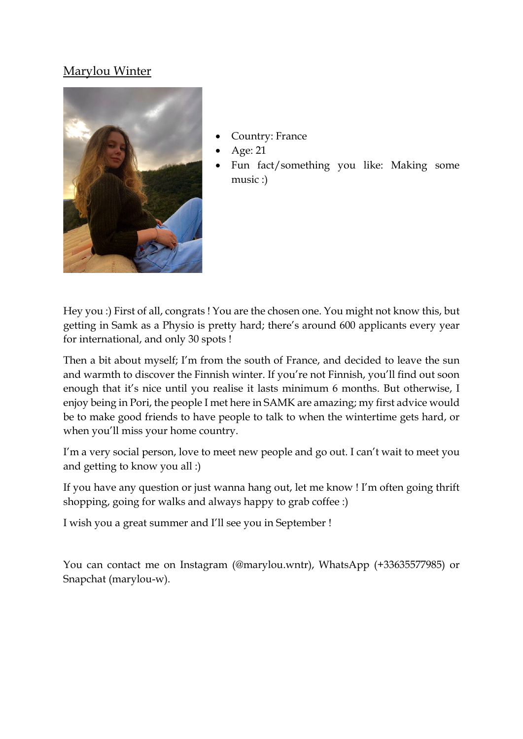Marylou Winter

- Country: France
- Age: 21
- Fun fact/something you like: Making some music :)

Hey you :) First of all, congrats ! You are the chosen one. You might not know this, but getting in Samk as a Physio is pretty hard; there's around 600 applicants every year for international, and only 30 spots !

Then a bit about myself; I'm from the south of France, and decided to leave the sun and warmth to discover the Finnish winter. If you're not Finnish, you'll find out soon enough that it's nice until you realise it lasts minimum 6 months. But otherwise, I enjoy being in Pori, the people I met here in SAMK are amazing; my first advice would be to make good friends to have people to talk to when the wintertime gets hard, or when you'll miss your home country.

I'm a very social person, love to meet new people and go out. I can't wait to meet you and getting to know you all :)

If you have any question or just wanna hang out, let me know ! I'm often going thrift shopping, going for walks and always happy to grab coffee :)

I wish you a great summer and I'll see you in September !

You can contact me on Instagram (@marylou.wntr), WhatsApp (+33635577985) or Snapchat (marylou-w).